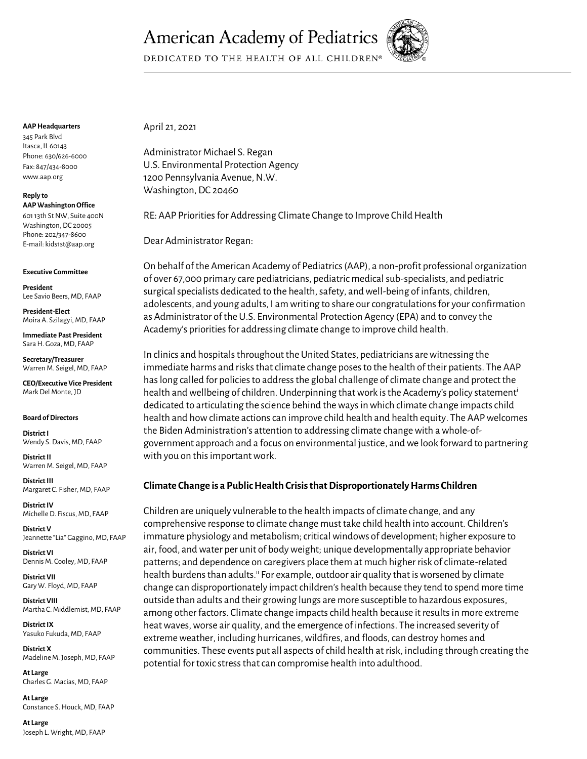# American Academy of Pediatrics

DEDICATED TO THE HEALTH OF ALL CHILDREN®

**AAP Headquarters**
345 Park Blvd
Itasca, IL 60143
Phone: 630/626-6000
Fax: 847/434-8000
www.aap.org

**Reply to**
**AAP Washington Office**
601 13th St NW, Suite 400N
Washington, DC 20005
Phone: 202/347-8600
E-mail: kids1st@aap.org

**Executive Committee**

**President**
Lee Savio Beers, MD, FAAP

**President-Elect**
Moira A. Szilagyi, MD, FAAP

**Immediate Past President**
Sara H. Goza, MD, FAAP

**Secretary/Treasurer**
Warren M. Seigel, MD, FAAP

**CEO/Executive Vice President**
Mark Del Monte, JD

**Board of Directors**

**District I**
Wendy S. Davis, MD, FAAP

**District II**
Warren M. Seigel, MD, FAAP

**District III**
Margaret C. Fisher, MD, FAAP

**District IV**
Michelle D. Fiscus, MD, FAAP

**District V**
Jeannette "Lia" Gaggino, MD, FAAP

**District VI**
Dennis M. Cooley, MD, FAAP

**District VII**
Gary W. Floyd, MD, FAAP

**District VIII**
Martha C. Middlemist, MD, FAAP

**District IX**
Yasuko Fukuda, MD, FAAP

**District X**
Madeline M. Joseph, MD, FAAP

**At Large**
Charles G. Macias, MD, FAAP

**At Large**
Constance S. Houck, MD, FAAP

**At Large**
Joseph L. Wright, MD, FAAP

April 21, 2021

Administrator Michael S. Regan
U.S. Environmental Protection Agency
1200 Pennsylvania Avenue, N.W.
Washington, DC 20460

RE: AAP Priorities for Addressing Climate Change to Improve Child Health

Dear Administrator Regan:

On behalf of the American Academy of Pediatrics (AAP), a non-profit professional organization of over 67,000 primary care pediatricians, pediatric medical sub-specialists, and pediatric surgical specialists dedicated to the health, safety, and well-being of infants, children, adolescents, and young adults, I am writing to share our congratulations for your confirmation as Administrator of the U.S. Environmental Protection Agency (EPA) and to convey the Academy's priorities for addressing climate change to improve child health.

In clinics and hospitals throughout the United States, pediatricians are witnessing the immediate harms and risks that climate change poses to the health of their patients. The AAP has long called for policies to address the global challenge of climate change and protect the health and wellbeing of children. Underpinning that work is the Academy's policy statement[i] dedicated to articulating the science behind the ways in which climate change impacts child health and how climate actions can improve child health and health equity. The AAP welcomes the Biden Administration's attention to addressing climate change with a whole-of-government approach and a focus on environmental justice, and we look forward to partnering with you on this important work.

## Climate Change is a Public Health Crisis that Disproportionately Harms Children

Children are uniquely vulnerable to the health impacts of climate change, and any comprehensive response to climate change must take child health into account. Children's immature physiology and metabolism; critical windows of development; higher exposure to air, food, and water per unit of body weight; unique developmentally appropriate behavior patterns; and dependence on caregivers place them at much higher risk of climate-related health burdens than adults.[ii] For example, outdoor air quality that is worsened by climate change can disproportionately impact children's health because they tend to spend more time outside than adults and their growing lungs are more susceptible to hazardous exposures, among other factors. Climate change impacts child health because it results in more extreme heat waves, worse air quality, and the emergence of infections. The increased severity of extreme weather, including hurricanes, wildfires, and floods, can destroy homes and communities. These events put all aspects of child health at risk, including through creating the potential for toxic stress that can compromise health into adulthood.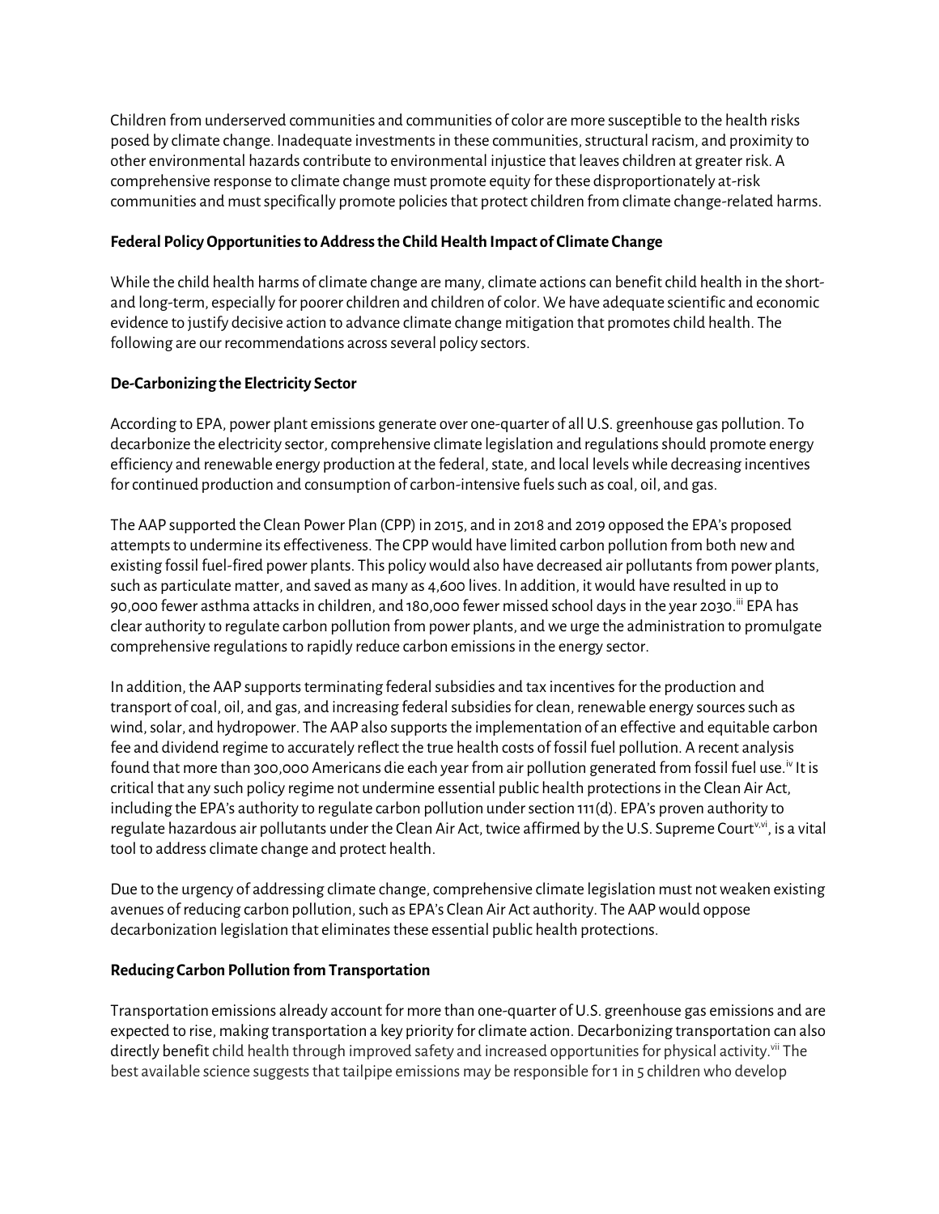Children from underserved communities and communities of color are more susceptible to the health risks posed by climate change. Inadequate investments in these communities, structural racism, and proximity to other environmental hazards contribute to environmental injustice that leaves children at greater risk. A comprehensive response to climate change must promote equity for these disproportionately at-risk communities and must specifically promote policies that protect children from climate change-related harms.

**Federal Policy Opportunities to Address the Child Health Impact of Climate Change**

While the child health harms of climate change are many, climate actions can benefit child health in the short- and long-term, especially for poorer children and children of color. We have adequate scientific and economic evidence to justify decisive action to advance climate change mitigation that promotes child health. The following are our recommendations across several policy sectors.

**De-Carbonizing the Electricity Sector**

According to EPA, power plant emissions generate over one-quarter of all U.S. greenhouse gas pollution. To decarbonize the electricity sector, comprehensive climate legislation and regulations should promote energy efficiency and renewable energy production at the federal, state, and local levels while decreasing incentives for continued production and consumption of carbon-intensive fuels such as coal, oil, and gas.

The AAP supported the Clean Power Plan (CPP) in 2015, and in 2018 and 2019 opposed the EPA's proposed attempts to undermine its effectiveness. The CPP would have limited carbon pollution from both new and existing fossil fuel-fired power plants. This policy would also have decreased air pollutants from power plants, such as particulate matter, and saved as many as 4,600 lives. In addition, it would have resulted in up to 90,000 fewer asthma attacks in children, and 180,000 fewer missed school days in the year 2030.[iii] EPA has clear authority to regulate carbon pollution from power plants, and we urge the administration to promulgate comprehensive regulations to rapidly reduce carbon emissions in the energy sector.

In addition, the AAP supports terminating federal subsidies and tax incentives for the production and transport of coal, oil, and gas, and increasing federal subsidies for clean, renewable energy sources such as wind, solar, and hydropower. The AAP also supports the implementation of an effective and equitable carbon fee and dividend regime to accurately reflect the true health costs of fossil fuel pollution. A recent analysis found that more than 300,000 Americans die each year from air pollution generated from fossil fuel use.[iv] It is critical that any such policy regime not undermine essential public health protections in the Clean Air Act, including the EPA's authority to regulate carbon pollution under section 111(d). EPA's proven authority to regulate hazardous air pollutants under the Clean Air Act, twice affirmed by the U.S. Supreme Court[v,vi], is a vital tool to address climate change and protect health.

Due to the urgency of addressing climate change, comprehensive climate legislation must not weaken existing avenues of reducing carbon pollution, such as EPA's Clean Air Act authority. The AAP would oppose decarbonization legislation that eliminates these essential public health protections.

**Reducing Carbon Pollution from Transportation**

Transportation emissions already account for more than one-quarter of U.S. greenhouse gas emissions and are expected to rise, making transportation a key priority for climate action. Decarbonizing transportation can also directly benefit child health through improved safety and increased opportunities for physical activity.[vii] The best available science suggests that tailpipe emissions may be responsible for 1 in 5 children who develop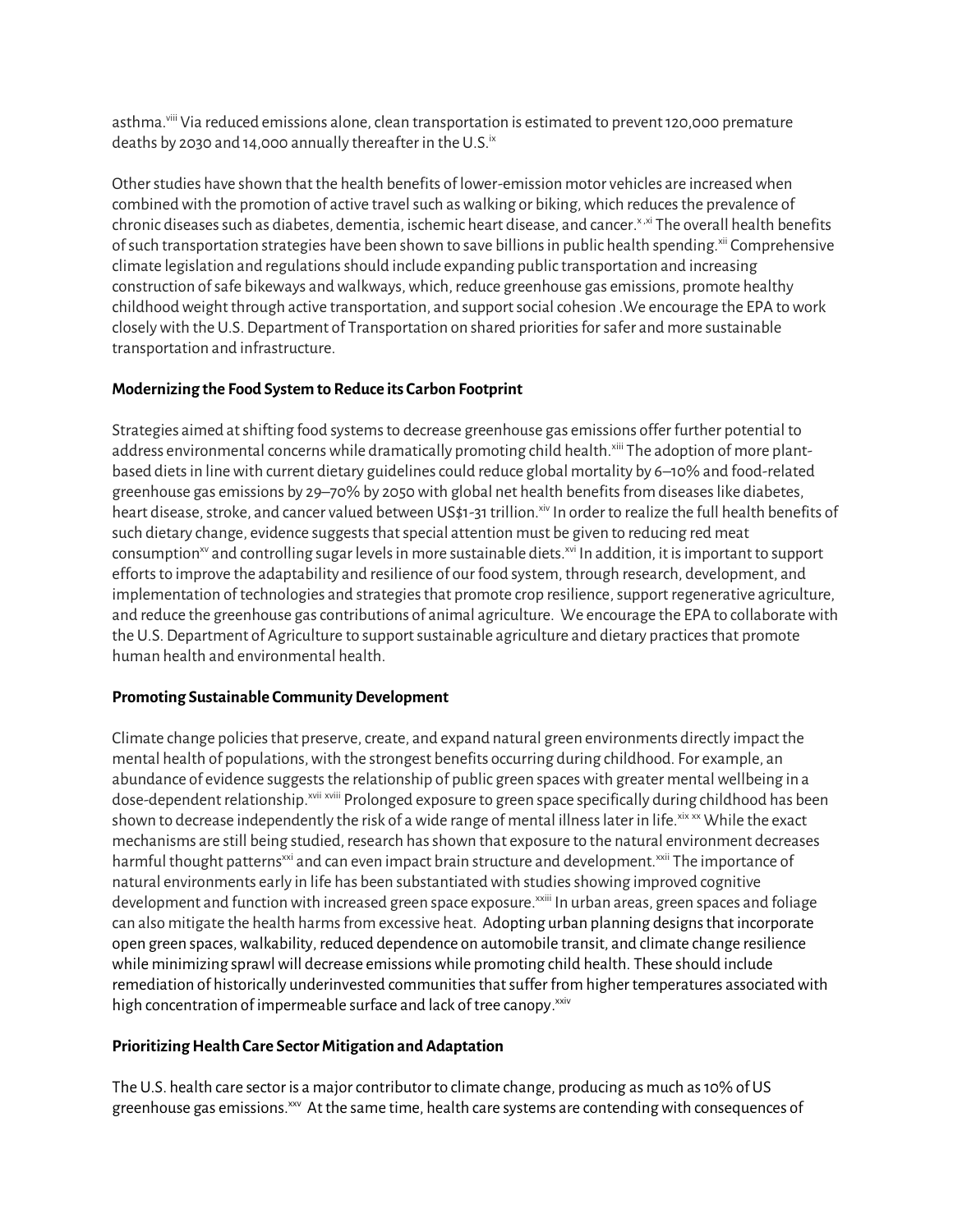asthma.[viii] Via reduced emissions alone, clean transportation is estimated to prevent 120,000 premature deaths by 2030 and 14,000 annually thereafter in the U.S.[ix]

Other studies have shown that the health benefits of lower-emission motor vehicles are increased when combined with the promotion of active travel such as walking or biking, which reduces the prevalence of chronic diseases such as diabetes, dementia, ischemic heart disease, and cancer.[x,xi] The overall health benefits of such transportation strategies have been shown to save billions in public health spending.[xii] Comprehensive climate legislation and regulations should include expanding public transportation and increasing construction of safe bikeways and walkways, which, reduce greenhouse gas emissions, promote healthy childhood weight through active transportation, and support social cohesion .We encourage the EPA to work closely with the U.S. Department of Transportation on shared priorities for safer and more sustainable transportation and infrastructure.

**Modernizing the Food System to Reduce its Carbon Footprint**

Strategies aimed at shifting food systems to decrease greenhouse gas emissions offer further potential to address environmental concerns while dramatically promoting child health.[xiii] The adoption of more plant-based diets in line with current dietary guidelines could reduce global mortality by 6–10% and food-related greenhouse gas emissions by 29–70% by 2050 with global net health benefits from diseases like diabetes, heart disease, stroke, and cancer valued between US$1-31 trillion.[xiv] In order to realize the full health benefits of such dietary change, evidence suggests that special attention must be given to reducing red meat consumption[xv] and controlling sugar levels in more sustainable diets.[xvi] In addition, it is important to support efforts to improve the adaptability and resilience of our food system, through research, development, and implementation of technologies and strategies that promote crop resilience, support regenerative agriculture, and reduce the greenhouse gas contributions of animal agriculture. We encourage the EPA to collaborate with the U.S. Department of Agriculture to support sustainable agriculture and dietary practices that promote human health and environmental health.

**Promoting Sustainable Community Development**

Climate change policies that preserve, create, and expand natural green environments directly impact the mental health of populations, with the strongest benefits occurring during childhood. For example, an abundance of evidence suggests the relationship of public green spaces with greater mental wellbeing in a dose-dependent relationship.[xvii] [xviii] Prolonged exposure to green space specifically during childhood has been shown to decrease independently the risk of a wide range of mental illness later in life.[xix] [xx] While the exact mechanisms are still being studied, research has shown that exposure to the natural environment decreases harmful thought patterns[xxi] and can even impact brain structure and development.[xxii] The importance of natural environments early in life has been substantiated with studies showing improved cognitive development and function with increased green space exposure.[xxiii] In urban areas, green spaces and foliage can also mitigate the health harms from excessive heat. Adopting urban planning designs that incorporate open green spaces, walkability, reduced dependence on automobile transit, and climate change resilience while minimizing sprawl will decrease emissions while promoting child health. These should include remediation of historically underinvested communities that suffer from higher temperatures associated with high concentration of impermeable surface and lack of tree canopy.[xxiv]

**Prioritizing Health Care Sector Mitigation and Adaptation**

The U.S. health care sector is a major contributor to climate change, producing as much as 10% of US greenhouse gas emissions.[xxv] At the same time, health care systems are contending with consequences of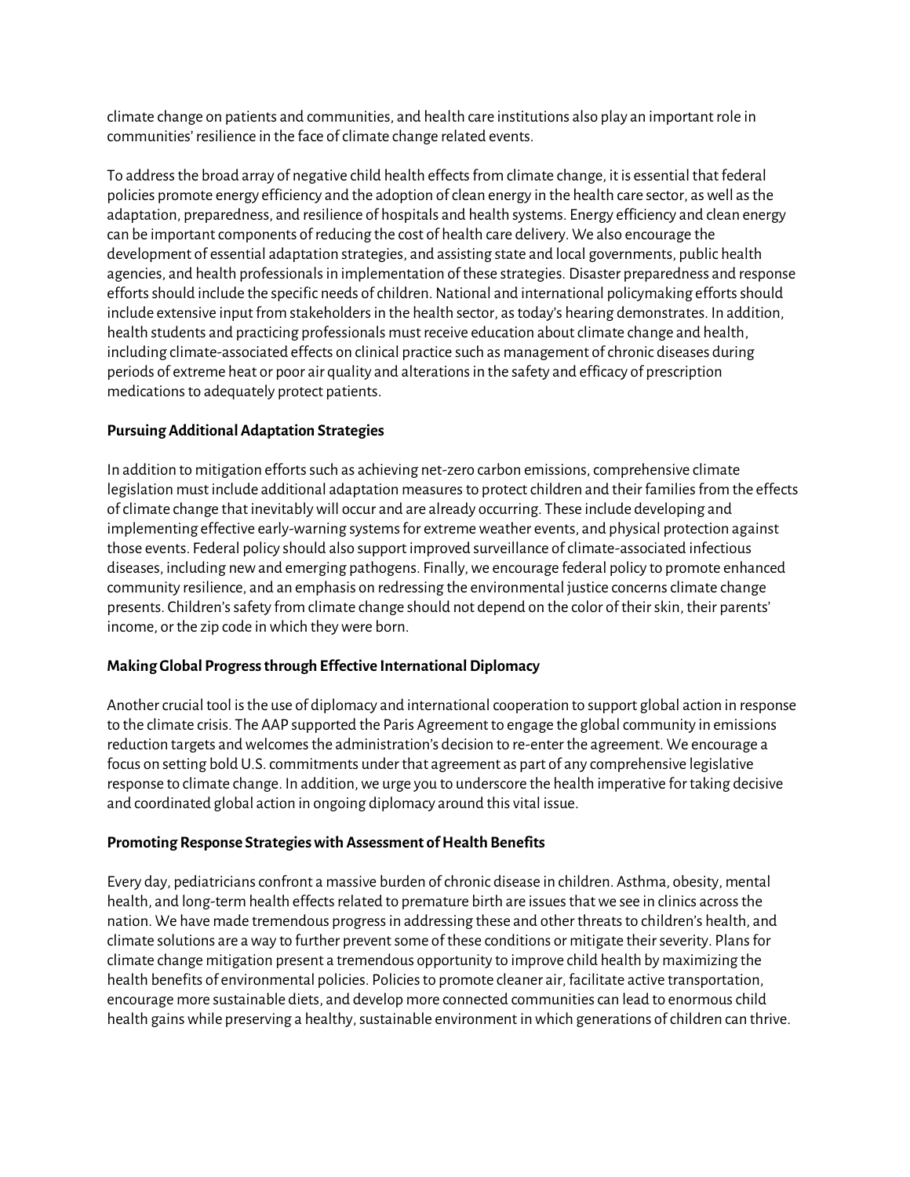climate change on patients and communities, and health care institutions also play an important role in communities' resilience in the face of climate change related events.

To address the broad array of negative child health effects from climate change, it is essential that federal policies promote energy efficiency and the adoption of clean energy in the health care sector, as well as the adaptation, preparedness, and resilience of hospitals and health systems. Energy efficiency and clean energy can be important components of reducing the cost of health care delivery. We also encourage the development of essential adaptation strategies, and assisting state and local governments, public health agencies, and health professionals in implementation of these strategies. Disaster preparedness and response efforts should include the specific needs of children. National and international policymaking efforts should include extensive input from stakeholders in the health sector, as today's hearing demonstrates. In addition, health students and practicing professionals must receive education about climate change and health, including climate-associated effects on clinical practice such as management of chronic diseases during periods of extreme heat or poor air quality and alterations in the safety and efficacy of prescription medications to adequately protect patients.

**Pursuing Additional Adaptation Strategies**

In addition to mitigation efforts such as achieving net-zero carbon emissions, comprehensive climate legislation must include additional adaptation measures to protect children and their families from the effects of climate change that inevitably will occur and are already occurring. These include developing and implementing effective early-warning systems for extreme weather events, and physical protection against those events. Federal policy should also support improved surveillance of climate-associated infectious diseases, including new and emerging pathogens. Finally, we encourage federal policy to promote enhanced community resilience, and an emphasis on redressing the environmental justice concerns climate change presents. Children's safety from climate change should not depend on the color of their skin, their parents' income, or the zip code in which they were born.

**Making Global Progress through Effective International Diplomacy**

Another crucial tool is the use of diplomacy and international cooperation to support global action in response to the climate crisis. The AAP supported the Paris Agreement to engage the global community in emissions reduction targets and welcomes the administration's decision to re-enter the agreement. We encourage a focus on setting bold U.S. commitments under that agreement as part of any comprehensive legislative response to climate change. In addition, we urge you to underscore the health imperative for taking decisive and coordinated global action in ongoing diplomacy around this vital issue.

**Promoting Response Strategies with Assessment of Health Benefits**

Every day, pediatricians confront a massive burden of chronic disease in children. Asthma, obesity, mental health, and long-term health effects related to premature birth are issues that we see in clinics across the nation. We have made tremendous progress in addressing these and other threats to children's health, and climate solutions are a way to further prevent some of these conditions or mitigate their severity. Plans for climate change mitigation present a tremendous opportunity to improve child health by maximizing the health benefits of environmental policies. Policies to promote cleaner air, facilitate active transportation, encourage more sustainable diets, and develop more connected communities can lead to enormous child health gains while preserving a healthy, sustainable environment in which generations of children can thrive.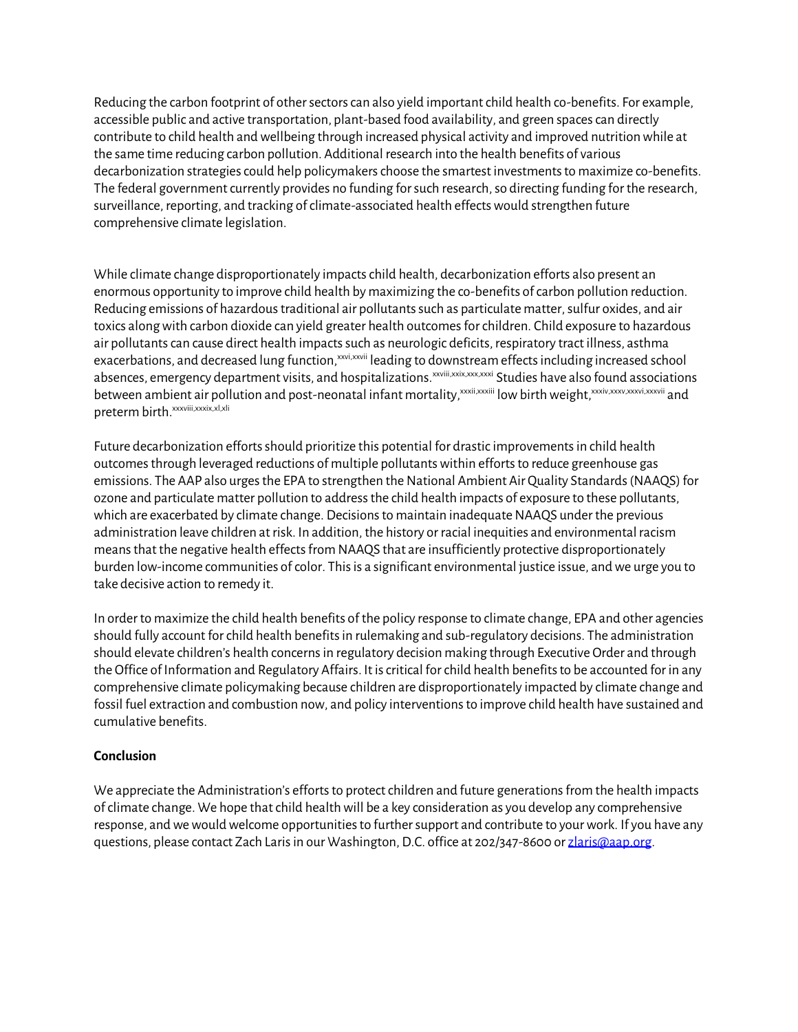Reducing the carbon footprint of other sectors can also yield important child health co-benefits. For example, accessible public and active transportation, plant-based food availability, and green spaces can directly contribute to child health and wellbeing through increased physical activity and improved nutrition while at the same time reducing carbon pollution. Additional research into the health benefits of various decarbonization strategies could help policymakers choose the smartest investments to maximize co-benefits. The federal government currently provides no funding for such research, so directing funding for the research, surveillance, reporting, and tracking of climate-associated health effects would strengthen future comprehensive climate legislation.

While climate change disproportionately impacts child health, decarbonization efforts also present an enormous opportunity to improve child health by maximizing the co-benefits of carbon pollution reduction. Reducing emissions of hazardous traditional air pollutants such as particulate matter, sulfur oxides, and air toxics along with carbon dioxide can yield greater health outcomes for children. Child exposure to hazardous air pollutants can cause direct health impacts such as neurologic deficits, respiratory tract illness, asthma exacerbations, and decreased lung function,[xxvi,xxvii] leading to downstream effects including increased school absences, emergency department visits, and hospitalizations.[xxviii,xxix,xxx,xxxi] Studies have also found associations between ambient air pollution and post-neonatal infant mortality,[xxxii,xxxiii] low birth weight,[xxxiv,xxxv,xxxvi,xxxvii] and preterm birth.[xxxviii,xxxix,xl,xli]

Future decarbonization efforts should prioritize this potential for drastic improvements in child health outcomes through leveraged reductions of multiple pollutants within efforts to reduce greenhouse gas emissions. The AAP also urges the EPA to strengthen the National Ambient Air Quality Standards (NAAQS) for ozone and particulate matter pollution to address the child health impacts of exposure to these pollutants, which are exacerbated by climate change. Decisions to maintain inadequate NAAQS under the previous administration leave children at risk. In addition, the history or racial inequities and environmental racism means that the negative health effects from NAAQS that are insufficiently protective disproportionately burden low-income communities of color. This is a significant environmental justice issue, and we urge you to take decisive action to remedy it.

In order to maximize the child health benefits of the policy response to climate change, EPA and other agencies should fully account for child health benefits in rulemaking and sub-regulatory decisions. The administration should elevate children's health concerns in regulatory decision making through Executive Order and through the Office of Information and Regulatory Affairs. It is critical for child health benefits to be accounted for in any comprehensive climate policymaking because children are disproportionately impacted by climate change and fossil fuel extraction and combustion now, and policy interventions to improve child health have sustained and cumulative benefits.

**Conclusion**

We appreciate the Administration's efforts to protect children and future generations from the health impacts of climate change. We hope that child health will be a key consideration as you develop any comprehensive response, and we would welcome opportunities to further support and contribute to your work. If you have any questions, please contact Zach Laris in our Washington, D.C. office at 202/347-8600 or zlaris@aap.org.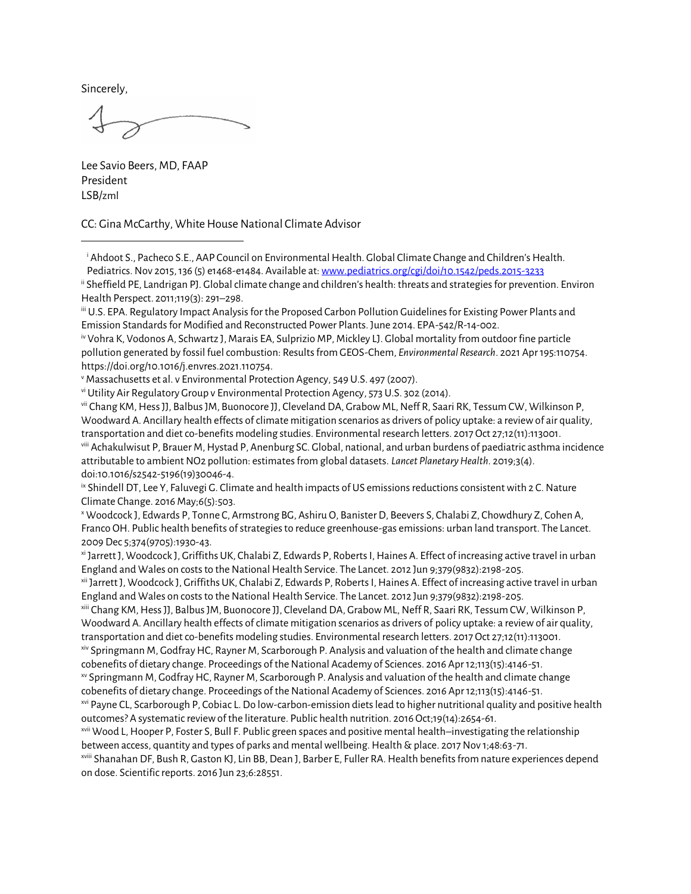Sincerely,

Lee Savio Beers, MD, FAAP
President
LSB/zml

CC: Gina McCarthy, White House National Climate Advisor

---

[i] Ahdoot S., Pacheco S.E., AAP Council on Environmental Health. Global Climate Change and Children's Health. Pediatrics. Nov 2015, 136 (5) e1468-e1484. Available at: [www.pediatrics.org/cgi/doi/10.1542/peds.2015-3233](www.pediatrics.org/cgi/doi/10.1542/peds.2015-3233)

[ii] Sheffield PE, Landrigan PJ. Global climate change and children's health: threats and strategies for prevention. Environ Health Perspect. 2011;119(3): 291–298.

[iii] U.S. EPA. Regulatory Impact Analysis for the Proposed Carbon Pollution Guidelines for Existing Power Plants and Emission Standards for Modified and Reconstructed Power Plants. June 2014. EPA-542/R-14-002.

[iv] Vohra K, Vodonos A, Schwartz J, Marais EA, Sulprizio MP, Mickley LJ. Global mortality from outdoor fine particle pollution generated by fossil fuel combustion: Results from GEOS-Chem, *Environmental Research*. 2021 Apr 195:110754. https://doi.org/10.1016/j.envres.2021.110754.

[v] Massachusetts et al. v Environmental Protection Agency, 549 U.S. 497 (2007).

[vi] Utility Air Regulatory Group v Environmental Protection Agency, 573 U.S. 302 (2014).

[vii] Chang KM, Hess JJ, Balbus JM, Buonocore JJ, Cleveland DA, Grabow ML, Neff R, Saari RK, Tessum CW, Wilkinson P, Woodward A. Ancillary health effects of climate mitigation scenarios as drivers of policy uptake: a review of air quality, transportation and diet co-benefits modeling studies. Environmental research letters. 2017 Oct 27;12(11):113001.

[viii] Achakulwisut P, Brauer M, Hystad P, Anenburg SC. Global, national, and urban burdens of paediatric asthma incidence attributable to ambient NO2 pollution: estimates from global datasets. *Lancet Planetary Health*. 2019;3(4). doi:10.1016/s2542-5196(19)30046-4.

[ix] Shindell DT, Lee Y, Faluvegi G. Climate and health impacts of US emissions reductions consistent with 2 C. Nature Climate Change. 2016 May;6(5):503.

[x] Woodcock J, Edwards P, Tonne C, Armstrong BG, Ashiru O, Banister D, Beevers S, Chalabi Z, Chowdhury Z, Cohen A, Franco OH. Public health benefits of strategies to reduce greenhouse-gas emissions: urban land transport. The Lancet. 2009 Dec 5;374(9705):1930-43.

[xi] Jarrett J, Woodcock J, Griffiths UK, Chalabi Z, Edwards P, Roberts I, Haines A. Effect of increasing active travel in urban England and Wales on costs to the National Health Service. The Lancet. 2012 Jun 9;379(9832):2198-205.

[xii] Jarrett J, Woodcock J, Griffiths UK, Chalabi Z, Edwards P, Roberts I, Haines A. Effect of increasing active travel in urban England and Wales on costs to the National Health Service. The Lancet. 2012 Jun 9;379(9832):2198-205.

[xiii] Chang KM, Hess JJ, Balbus JM, Buonocore JJ, Cleveland DA, Grabow ML, Neff R, Saari RK, Tessum CW, Wilkinson P, Woodward A. Ancillary health effects of climate mitigation scenarios as drivers of policy uptake: a review of air quality, transportation and diet co-benefits modeling studies. Environmental research letters. 2017 Oct 27;12(11):113001.

[xiv] Springmann M, Godfray HC, Rayner M, Scarborough P. Analysis and valuation of the health and climate change cobenefits of dietary change. Proceedings of the National Academy of Sciences. 2016 Apr 12;113(15):4146-51.

[xv] Springmann M, Godfray HC, Rayner M, Scarborough P. Analysis and valuation of the health and climate change cobenefits of dietary change. Proceedings of the National Academy of Sciences. 2016 Apr 12;113(15):4146-51.

[xvi] Payne CL, Scarborough P, Cobiac L. Do low-carbon-emission diets lead to higher nutritional quality and positive health outcomes? A systematic review of the literature. Public health nutrition. 2016 Oct;19(14):2654-61.

[xvii] Wood L, Hooper P, Foster S, Bull F. Public green spaces and positive mental health–investigating the relationship between access, quantity and types of parks and mental wellbeing. Health & place. 2017 Nov 1;48:63-71.

[xviii] Shanahan DF, Bush R, Gaston KJ, Lin BB, Dean J, Barber E, Fuller RA. Health benefits from nature experiences depend on dose. Scientific reports. 2016 Jun 23;6:28551.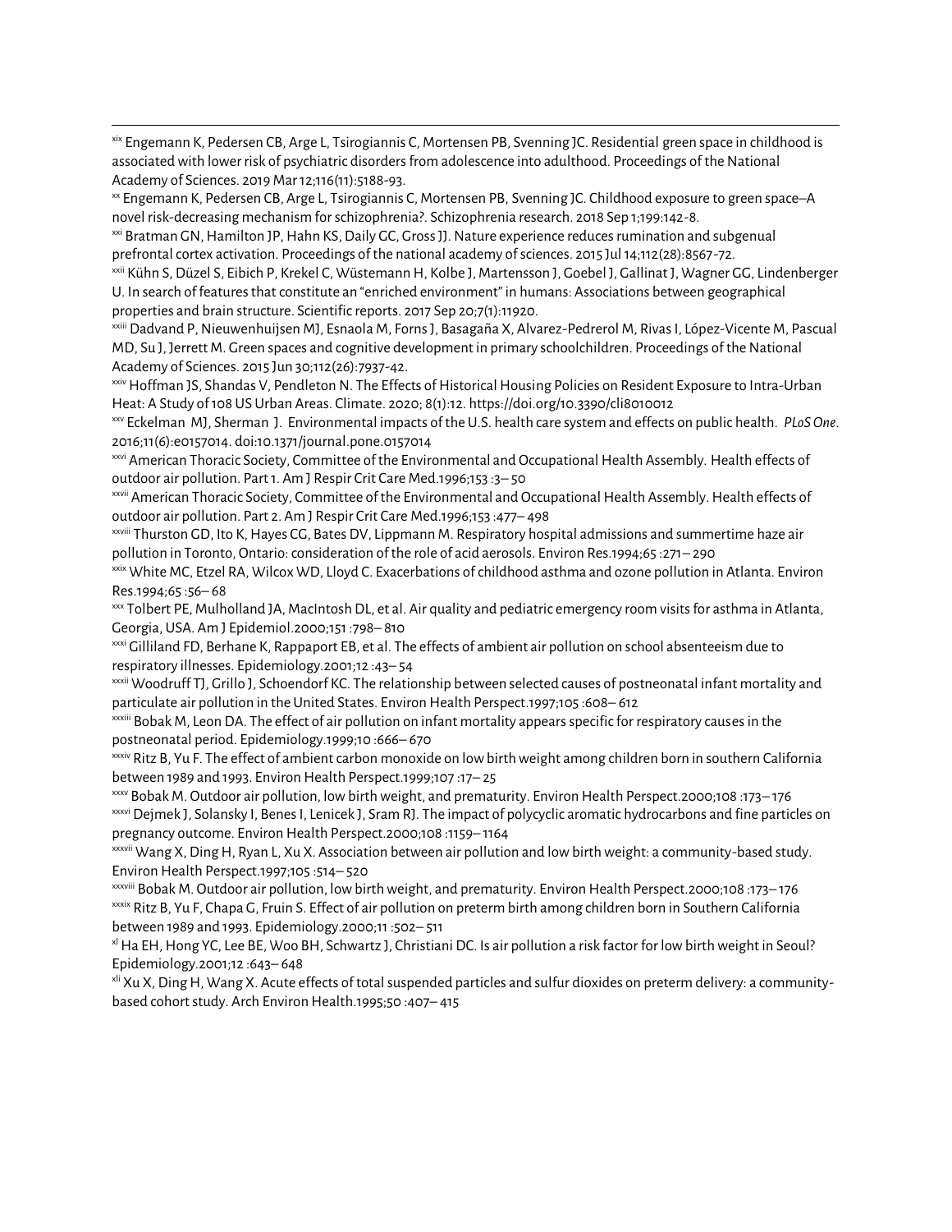[xix] Engemann K, Pedersen CB, Arge L, Tsirogiannis C, Mortensen PB, Svenning JC. Residential green space in childhood is associated with lower risk of psychiatric disorders from adolescence into adulthood. Proceedings of the National Academy of Sciences. 2019 Mar 12;116(11):5188-93.

[xx] Engemann K, Pedersen CB, Arge L, Tsirogiannis C, Mortensen PB, Svenning JC. Childhood exposure to green space–A novel risk-decreasing mechanism for schizophrenia?. Schizophrenia research. 2018 Sep 1;199:142-8.

[xxi] Bratman GN, Hamilton JP, Hahn KS, Daily GC, Gross JJ. Nature experience reduces rumination and subgenual prefrontal cortex activation. Proceedings of the national academy of sciences. 2015 Jul 14;112(28):8567-72.

[xxii] Kühn S, Düzel S, Eibich P, Krekel C, Wüstemann H, Kolbe J, Martensson J, Goebel J, Gallinat J, Wagner GG, Lindenberger U. In search of features that constitute an "enriched environment" in humans: Associations between geographical properties and brain structure. Scientific reports. 2017 Sep 20;7(1):11920.

[xxiii] Dadvand P, Nieuwenhuijsen MJ, Esnaola M, Forns J, Basagaña X, Alvarez-Pedrerol M, Rivas I, López-Vicente M, Pascual MD, Su J, Jerrett M. Green spaces and cognitive development in primary schoolchildren. Proceedings of the National Academy of Sciences. 2015 Jun 30;112(26):7937-42.

[xxiv] Hoffman JS, Shandas V, Pendleton N. The Effects of Historical Housing Policies on Resident Exposure to Intra-Urban Heat: A Study of 108 US Urban Areas. Climate. 2020; 8(1):12. https://doi.org/10.3390/cli8010012

[xxv] Eckelman MJ, Sherman J. Environmental impacts of the U.S. health care system and effects on public health. *PLoS One*. 2016;11(6):e0157014. doi:10.1371/journal.pone.0157014

[xxvi] American Thoracic Society, Committee of the Environmental and Occupational Health Assembly. Health effects of outdoor air pollution. Part 1. Am J Respir Crit Care Med.1996;153 :3– 50

[xxvii] American Thoracic Society, Committee of the Environmental and Occupational Health Assembly. Health effects of outdoor air pollution. Part 2. Am J Respir Crit Care Med.1996;153 :477– 498

[xxviii] Thurston GD, Ito K, Hayes CG, Bates DV, Lippmann M. Respiratory hospital admissions and summertime haze air pollution in Toronto, Ontario: consideration of the role of acid aerosols. Environ Res.1994;65 :271– 290

[xxix] White MC, Etzel RA, Wilcox WD, Lloyd C. Exacerbations of childhood asthma and ozone pollution in Atlanta. Environ Res.1994;65 :56– 68

[xxx] Tolbert PE, Mulholland JA, MacIntosh DL, et al. Air quality and pediatric emergency room visits for asthma in Atlanta, Georgia, USA. Am J Epidemiol.2000;151 :798– 810

[xxxi] Gilliland FD, Berhane K, Rappaport EB, et al. The effects of ambient air pollution on school absenteeism due to respiratory illnesses. Epidemiology.2001;12 :43– 54

[xxxii] Woodruff TJ, Grillo J, Schoendorf KC. The relationship between selected causes of postneonatal infant mortality and particulate air pollution in the United States. Environ Health Perspect.1997;105 :608– 612

[xxxiii] Bobak M, Leon DA. The effect of air pollution on infant mortality appears specific for respiratory causes in the postneonatal period. Epidemiology.1999;10 :666– 670

[xxxiv] Ritz B, Yu F. The effect of ambient carbon monoxide on low birth weight among children born in southern California between 1989 and 1993. Environ Health Perspect.1999;107 :17– 25

[xxxv] Bobak M. Outdoor air pollution, low birth weight, and prematurity. Environ Health Perspect.2000;108 :173– 176

[xxxvi] Dejmek J, Solansky I, Benes I, Lenicek J, Sram RJ. The impact of polycyclic aromatic hydrocarbons and fine particles on pregnancy outcome. Environ Health Perspect.2000;108 :1159– 1164

[xxxvii] Wang X, Ding H, Ryan L, Xu X. Association between air pollution and low birth weight: a community-based study. Environ Health Perspect.1997;105 :514– 520

[xxxviii] Bobak M. Outdoor air pollution, low birth weight, and prematurity. Environ Health Perspect.2000;108 :173– 176

[xxxix] Ritz B, Yu F, Chapa G, Fruin S. Effect of air pollution on preterm birth among children born in Southern California between 1989 and 1993. Epidemiology.2000;11 :502– 511

[xl] Ha EH, Hong YC, Lee BE, Woo BH, Schwartz J, Christiani DC. Is air pollution a risk factor for low birth weight in Seoul? Epidemiology.2001;12 :643– 648

[xli] Xu X, Ding H, Wang X. Acute effects of total suspended particles and sulfur dioxides on preterm delivery: a community-based cohort study. Arch Environ Health.1995;50 :407– 415